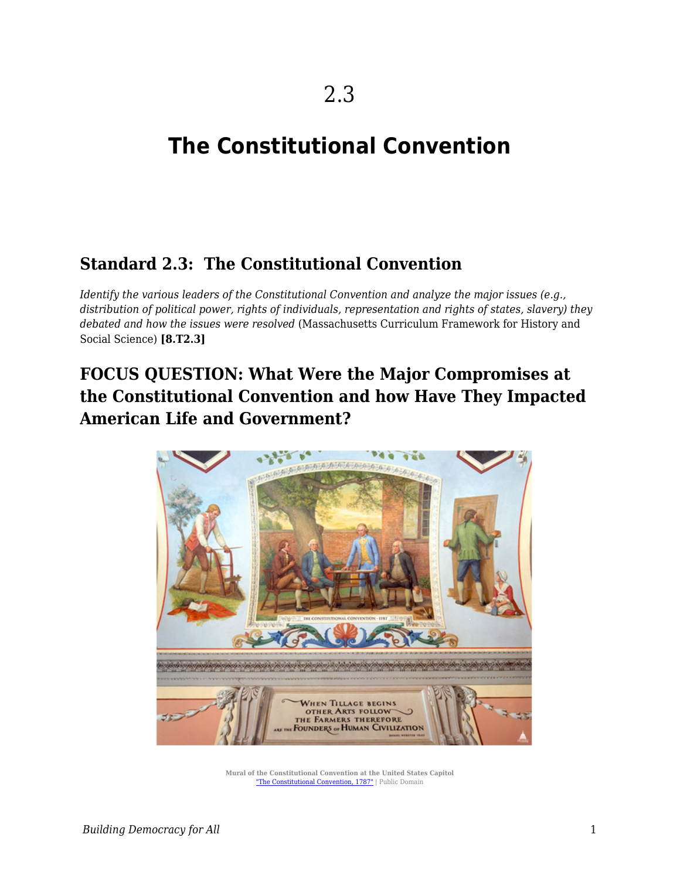# 2.3

# The Constitutional Convention

## Standard 2.3: The Constitutional Convention

*Identify the various leaders of the Constitutional Convention and analyze the major issues (e.g., distribution of political power, rights of individuals, representation and rights of states, slavery) they debated and how the issues were resolved* (Massachusetts Curriculum Framework for History and Social Science) **[8.T2.3]**

## FOCUS QUESTION: What Were the Major Compromises at the Constitutional Convention and how Have They Impacted American Life and Government?

Mural of the Constitutional Convention at the United States Capitol
"The Constitutional Convention, 1787" | Public Domain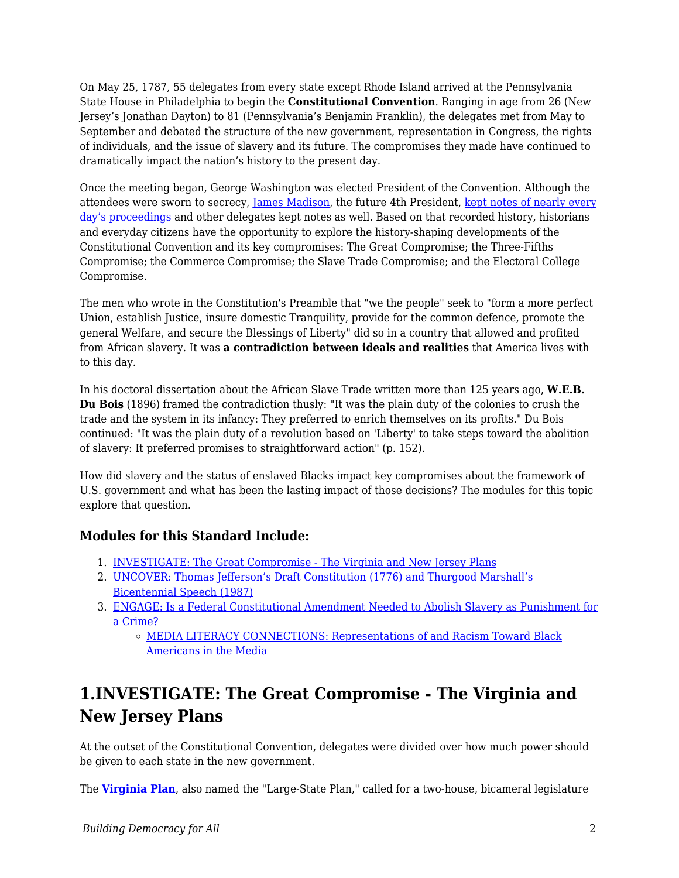On May 25, 1787, 55 delegates from every state except Rhode Island arrived at the Pennsylvania State House in Philadelphia to begin the **Constitutional Convention**. Ranging in age from 26 (New Jersey's Jonathan Dayton) to 81 (Pennsylvania's Benjamin Franklin), the delegates met from May to September and debated the structure of the new government, representation in Congress, the rights of individuals, and the issue of slavery and its future. The compromises they made have continued to dramatically impact the nation's history to the present day.

Once the meeting began, George Washington was elected President of the Convention. Although the attendees were sworn to secrecy, [James Madison](), the future 4th President, [kept notes of nearly every day's proceedings]() and other delegates kept notes as well. Based on that recorded history, historians and everyday citizens have the opportunity to explore the history-shaping developments of the Constitutional Convention and its key compromises: The Great Compromise; the Three-Fifths Compromise; the Commerce Compromise; the Slave Trade Compromise; and the Electoral College Compromise.

The men who wrote in the Constitution's Preamble that "we the people" seek to "form a more perfect Union, establish Justice, insure domestic Tranquility, provide for the common defence, promote the general Welfare, and secure the Blessings of Liberty" did so in a country that allowed and profited from African slavery. It was **a contradiction between ideals and realities** that America lives with to this day.

In his doctoral dissertation about the African Slave Trade written more than 125 years ago, **W.E.B. Du Bois** (1896) framed the contradiction thusly: "It was the plain duty of the colonies to crush the trade and the system in its infancy: They preferred to enrich themselves on its profits." Du Bois continued: "It was the plain duty of a revolution based on 'Liberty' to take steps toward the abolition of slavery: It preferred promises to straightforward action" (p. 152).

How did slavery and the status of enslaved Blacks impact key compromises about the framework of U.S. government and what has been the lasting impact of those decisions? The modules for this topic explore that question.

### Modules for this Standard Include:

1. [INVESTIGATE: The Great Compromise - The Virginia and New Jersey Plans]()
2. [UNCOVER: Thomas Jefferson's Draft Constitution (1776) and Thurgood Marshall's Bicentennial Speech (1987)]()
3. [ENGAGE: Is a Federal Constitutional Amendment Needed to Abolish Slavery as Punishment for a Crime?]()
    - [MEDIA LITERACY CONNECTIONS: Representations of and Racism Toward Black Americans in the Media]()

## 1.INVESTIGATE: The Great Compromise - The Virginia and New Jersey Plans

At the outset of the Constitutional Convention, delegates were divided over how much power should be given to each state in the new government.

The **[Virginia Plan]()**, also named the "Large-State Plan," called for a two-house, bicameral legislature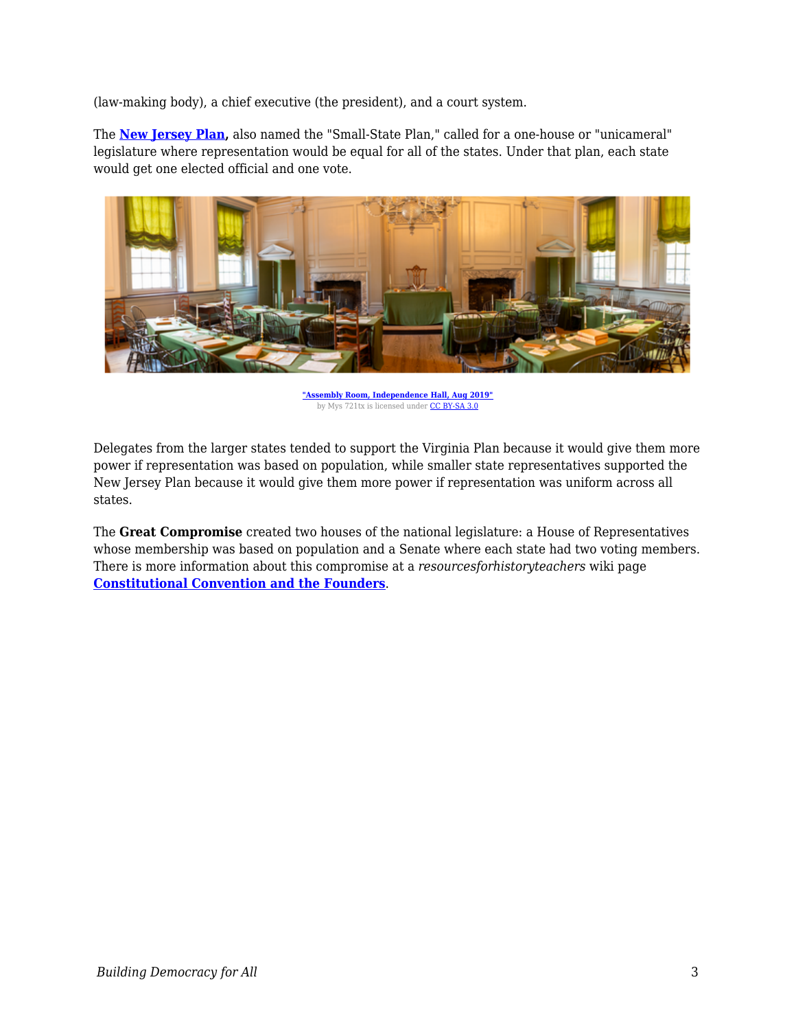(law-making body), a chief executive (the president), and a court system.

The **New Jersey Plan,** also named the "Small-State Plan," called for a one-house or "unicameral" legislature where representation would be equal for all of the states. Under that plan, each state would get one elected official and one vote.

**"Assembly Room, Independence Hall, Aug 2019"**
by Mys 721tx is licensed under CC BY-SA 3.0

Delegates from the larger states tended to support the Virginia Plan because it would give them more power if representation was based on population, while smaller state representatives supported the New Jersey Plan because it would give them more power if representation was uniform across all states.

The **Great Compromise** created two houses of the national legislature: a House of Representatives whose membership was based on population and a Senate where each state had two voting members. There is more information about this compromise at a *resourcesforhistoryteachers* wiki page **Constitutional Convention and the Founders**.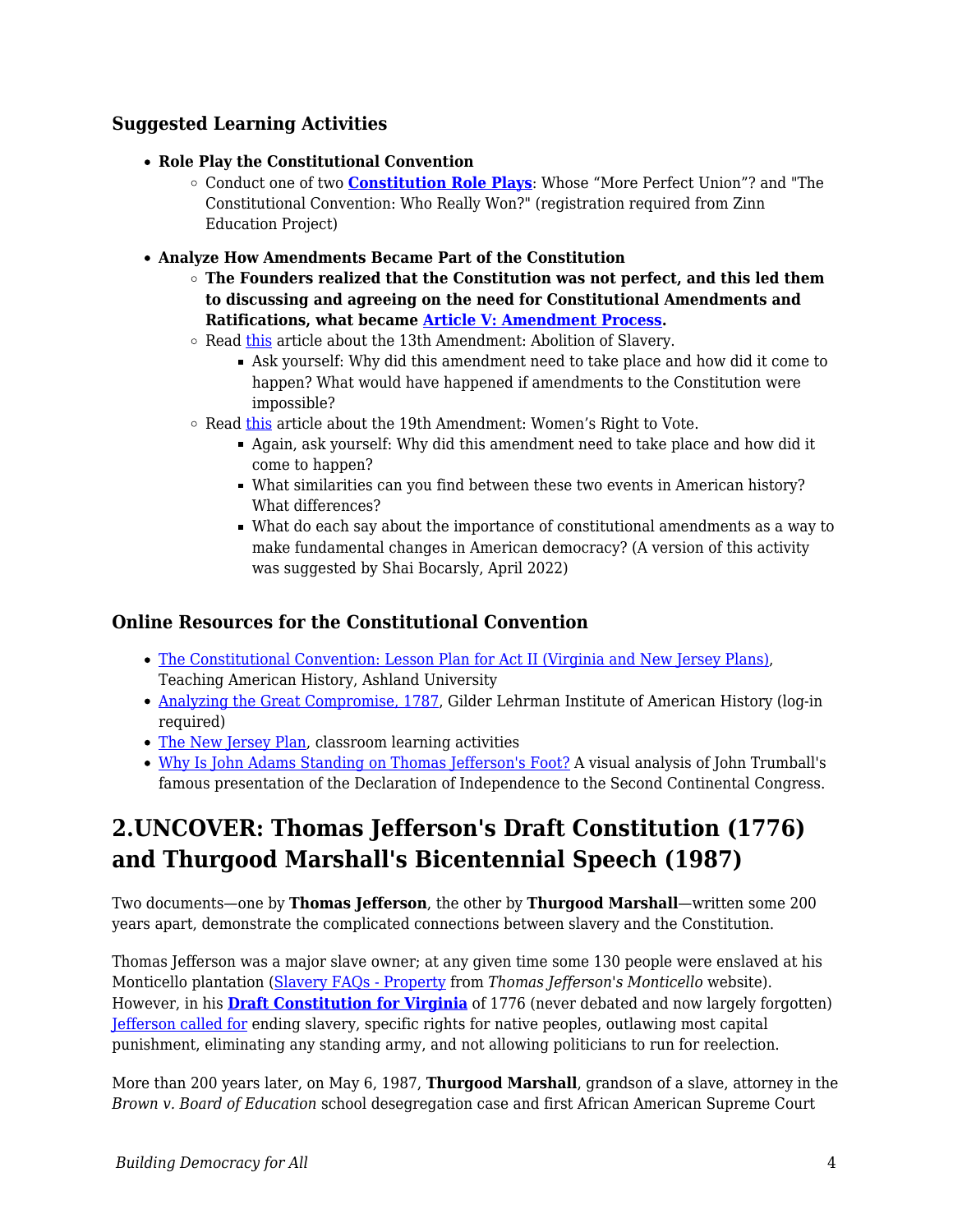### Suggested Learning Activities

- **Role Play the Constitutional Convention**
  - Conduct one of two **Constitution Role Plays**: Whose "More Perfect Union"? and "The Constitutional Convention: Who Really Won?" (registration required from Zinn Education Project)
- **Analyze How Amendments Became Part of the Constitution**
  - **The Founders realized that the Constitution was not perfect, and this led them to discussing and agreeing on the need for Constitutional Amendments and Ratifications, what became Article V: Amendment Process.**
  - Read this article about the 13th Amendment: Abolition of Slavery.
    - Ask yourself: Why did this amendment need to take place and how did it come to happen? What would have happened if amendments to the Constitution were impossible?
  - Read this article about the 19th Amendment: Women's Right to Vote.
    - Again, ask yourself: Why did this amendment need to take place and how did it come to happen?
    - What similarities can you find between these two events in American history? What differences?
    - What do each say about the importance of constitutional amendments as a way to make fundamental changes in American democracy? (A version of this activity was suggested by Shai Bocarsly, April 2022)

### Online Resources for the Constitutional Convention

- The Constitutional Convention: Lesson Plan for Act II (Virginia and New Jersey Plans), Teaching American History, Ashland University
- Analyzing the Great Compromise, 1787, Gilder Lehrman Institute of American History (log-in required)
- The New Jersey Plan, classroom learning activities
- Why Is John Adams Standing on Thomas Jefferson's Foot? A visual analysis of John Trumball's famous presentation of the Declaration of Independence to the Second Continental Congress.

## 2.UNCOVER: Thomas Jefferson's Draft Constitution (1776) and Thurgood Marshall's Bicentennial Speech (1987)

Two documents—one by **Thomas Jefferson**, the other by **Thurgood Marshall**—written some 200 years apart, demonstrate the complicated connections between slavery and the Constitution.

Thomas Jefferson was a major slave owner; at any given time some 130 people were enslaved at his Monticello plantation (Slavery FAQs - Property from *Thomas Jefferson's Monticello* website). However, in his **Draft Constitution for Virginia** of 1776 (never debated and now largely forgotten) Jefferson called for ending slavery, specific rights for native peoples, outlawing most capital punishment, eliminating any standing army, and not allowing politicians to run for reelection.

More than 200 years later, on May 6, 1987, **Thurgood Marshall**, grandson of a slave, attorney in the *Brown v. Board of Education* school desegregation case and first African American Supreme Court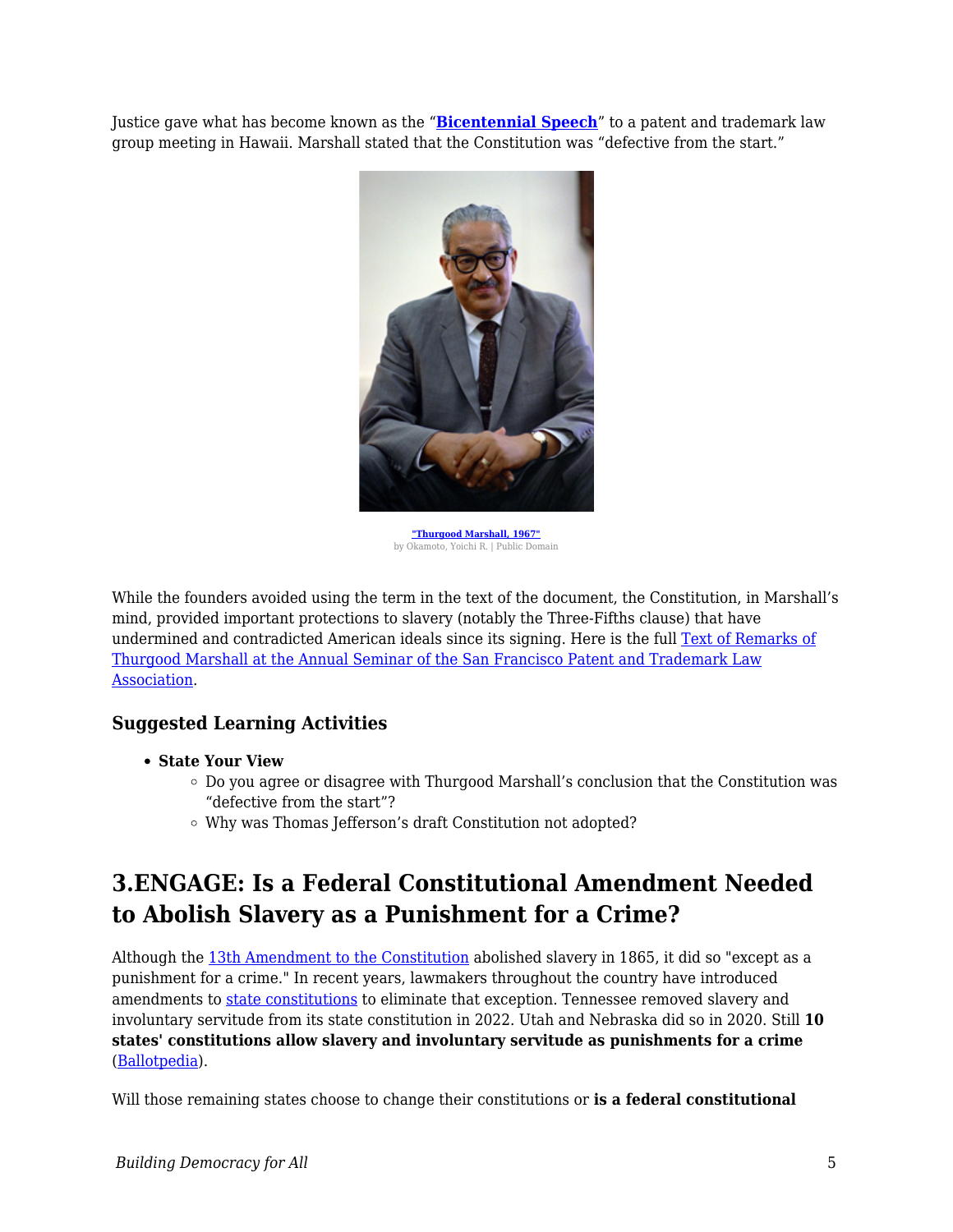Justice gave what has become known as the "**Bicentennial Speech**" to a patent and trademark law group meeting in Hawaii. Marshall stated that the Constitution was "defective from the start."

"Thurgood Marshall, 1967"
by Okamoto, Yoichi R. | Public Domain

While the founders avoided using the term in the text of the document, the Constitution, in Marshall's mind, provided important protections to slavery (notably the Three-Fifths clause) that have undermined and contradicted American ideals since its signing. Here is the full Text of Remarks of Thurgood Marshall at the Annual Seminar of the San Francisco Patent and Trademark Law Association.

### Suggested Learning Activities

- **State Your View**
  - Do you agree or disagree with Thurgood Marshall's conclusion that the Constitution was "defective from the start"?
  - Why was Thomas Jefferson's draft Constitution not adopted?

## 3.ENGAGE: Is a Federal Constitutional Amendment Needed to Abolish Slavery as a Punishment for a Crime?

Although the 13th Amendment to the Constitution abolished slavery in 1865, it did so "except as a punishment for a crime." In recent years, lawmakers throughout the country have introduced amendments to state constitutions to eliminate that exception. Tennessee removed slavery and involuntary servitude from its state constitution in 2022. Utah and Nebraska did so in 2020. Still **10 states' constitutions allow slavery and involuntary servitude as punishments for a crime** (Ballotpedia).

Will those remaining states choose to change their constitutions or **is a federal constitutional**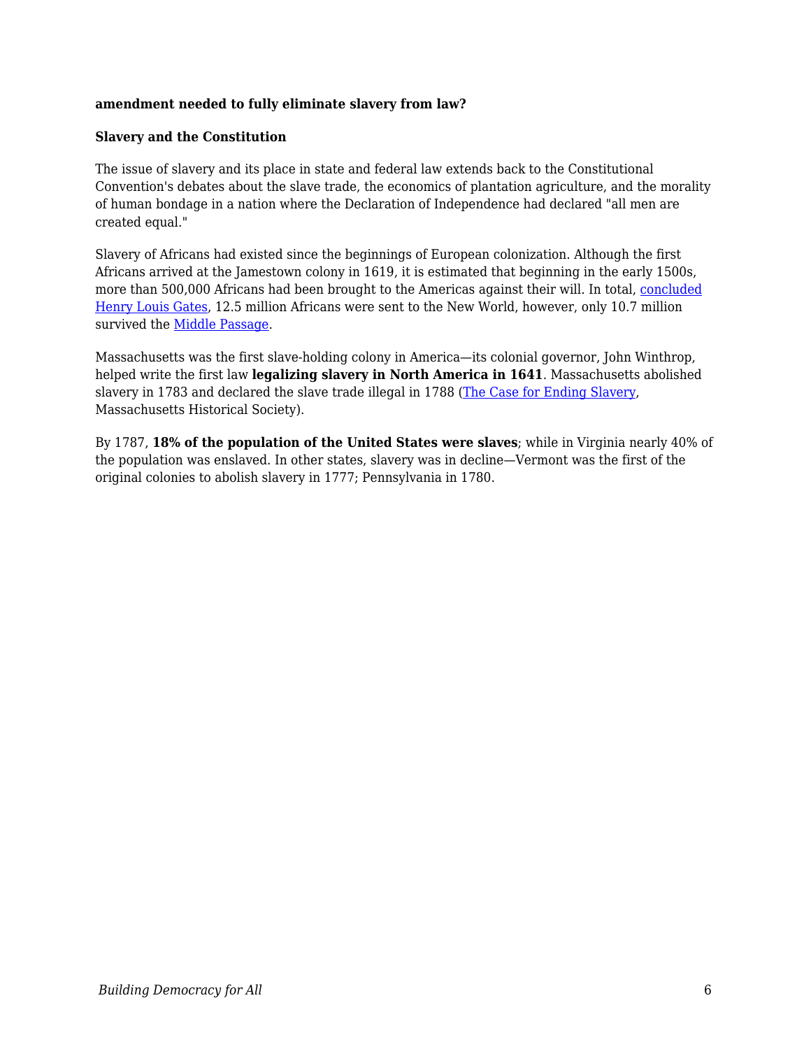**amendment needed to fully eliminate slavery from law?**

**Slavery and the Constitution**

The issue of slavery and its place in state and federal law extends back to the Constitutional Convention's debates about the slave trade, the economics of plantation agriculture, and the morality of human bondage in a nation where the Declaration of Independence had declared "all men are created equal."

Slavery of Africans had existed since the beginnings of European colonization. Although the first Africans arrived at the Jamestown colony in 1619, it is estimated that beginning in the early 1500s, more than 500,000 Africans had been brought to the Americas against their will. In total, [concluded Henry Louis Gates](), 12.5 million Africans were sent to the New World, however, only 10.7 million survived the [Middle Passage]().

Massachusetts was the first slave-holding colony in America—its colonial governor, John Winthrop, helped write the first law **legalizing slavery in North America in 1641**. Massachusetts abolished slavery in 1783 and declared the slave trade illegal in 1788 ([The Case for Ending Slavery](), Massachusetts Historical Society).

By 1787, **18% of the population of the United States were slaves**; while in Virginia nearly 40% of the population was enslaved. In other states, slavery was in decline—Vermont was the first of the original colonies to abolish slavery in 1777; Pennsylvania in 1780.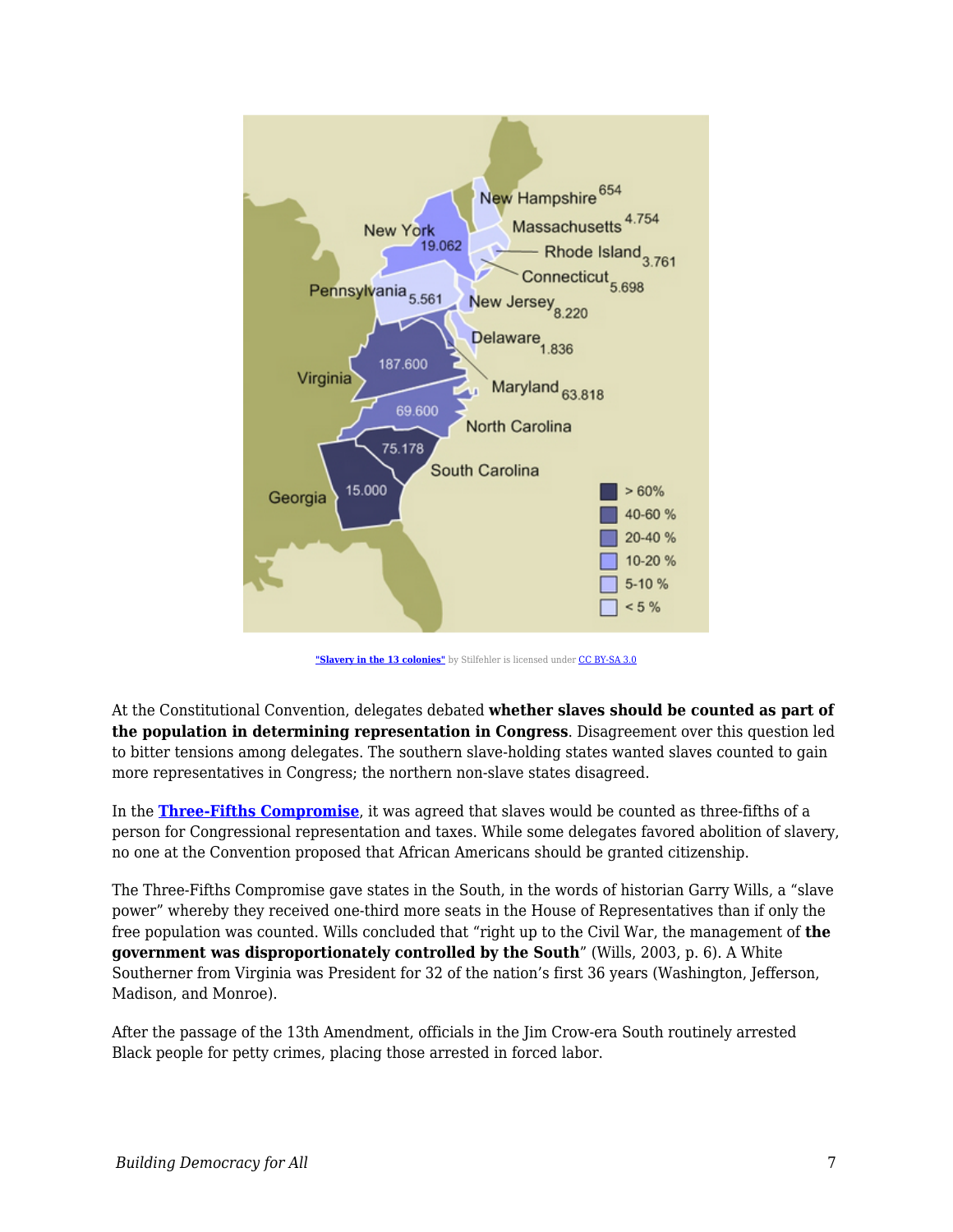"Slavery in the 13 colonies" by Stilfehler is licensed under CC BY-SA 3.0

At the Constitutional Convention, delegates debated **whether slaves should be counted as part of the population in determining representation in Congress**. Disagreement over this question led to bitter tensions among delegates. The southern slave-holding states wanted slaves counted to gain more representatives in Congress; the northern non-slave states disagreed.

In the **Three-Fifths Compromise**, it was agreed that slaves would be counted as three-fifths of a person for Congressional representation and taxes. While some delegates favored abolition of slavery, no one at the Convention proposed that African Americans should be granted citizenship.

The Three-Fifths Compromise gave states in the South, in the words of historian Garry Wills, a "slave power" whereby they received one-third more seats in the House of Representatives than if only the free population was counted. Wills concluded that "right up to the Civil War, the management of **the government was disproportionately controlled by the South**" (Wills, 2003, p. 6). A White Southerner from Virginia was President for 32 of the nation's first 36 years (Washington, Jefferson, Madison, and Monroe).

After the passage of the 13th Amendment, officials in the Jim Crow-era South routinely arrested Black people for petty crimes, placing those arrested in forced labor.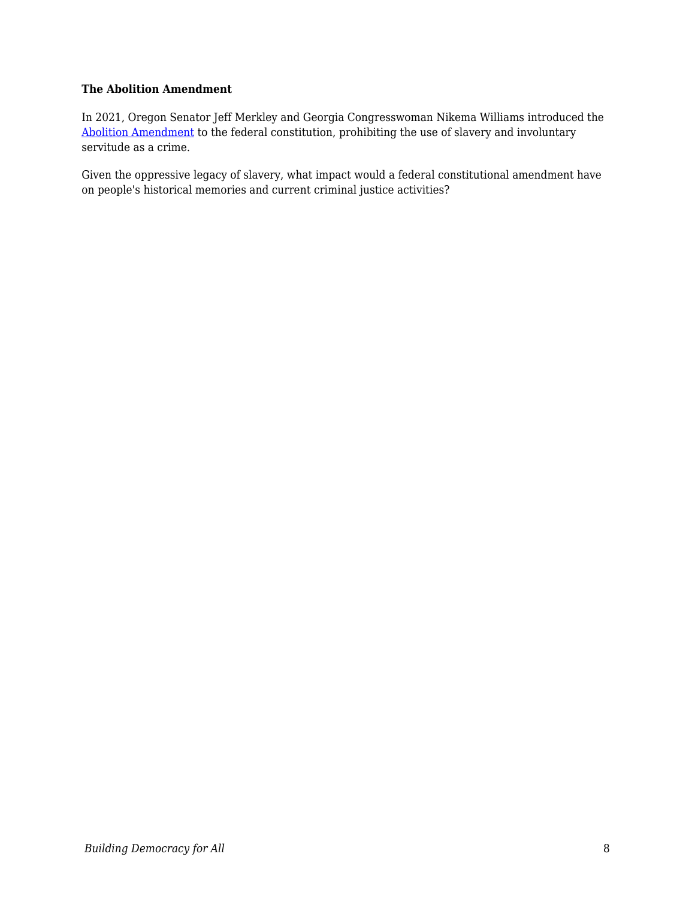**The Abolition Amendment**

In 2021, Oregon Senator Jeff Merkley and Georgia Congresswoman Nikema Williams introduced the [Abolition Amendment] to the federal constitution, prohibiting the use of slavery and involuntary servitude as a crime.

Given the oppressive legacy of slavery, what impact would a federal constitutional amendment have on people's historical memories and current criminal justice activities?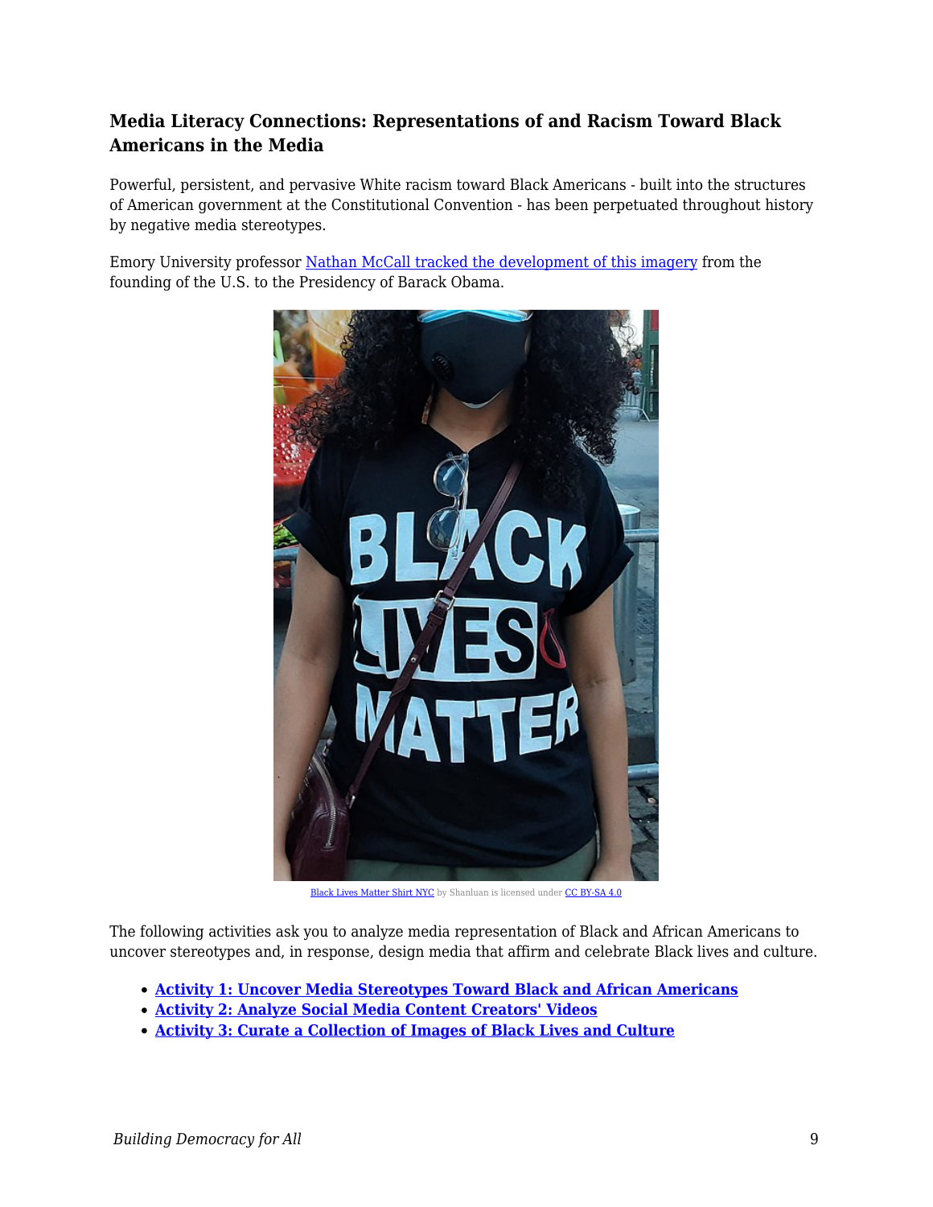### Media Literacy Connections: Representations of and Racism Toward Black Americans in the Media

Powerful, persistent, and pervasive White racism toward Black Americans - built into the structures of American government at the Constitutional Convention - has been perpetuated throughout history by negative media stereotypes.

Emory University professor Nathan McCall tracked the development of this imagery from the founding of the U.S. to the Presidency of Barack Obama.

Black Lives Matter Shirt NYC by Shanluan is licensed under CC BY-SA 4.0

The following activities ask you to analyze media representation of Black and African Americans to uncover stereotypes and, in response, design media that affirm and celebrate Black lives and culture.

- **Activity 1: Uncover Media Stereotypes Toward Black and African Americans**
- **Activity 2: Analyze Social Media Content Creators' Videos**
- **Activity 3: Curate a Collection of Images of Black Lives and Culture**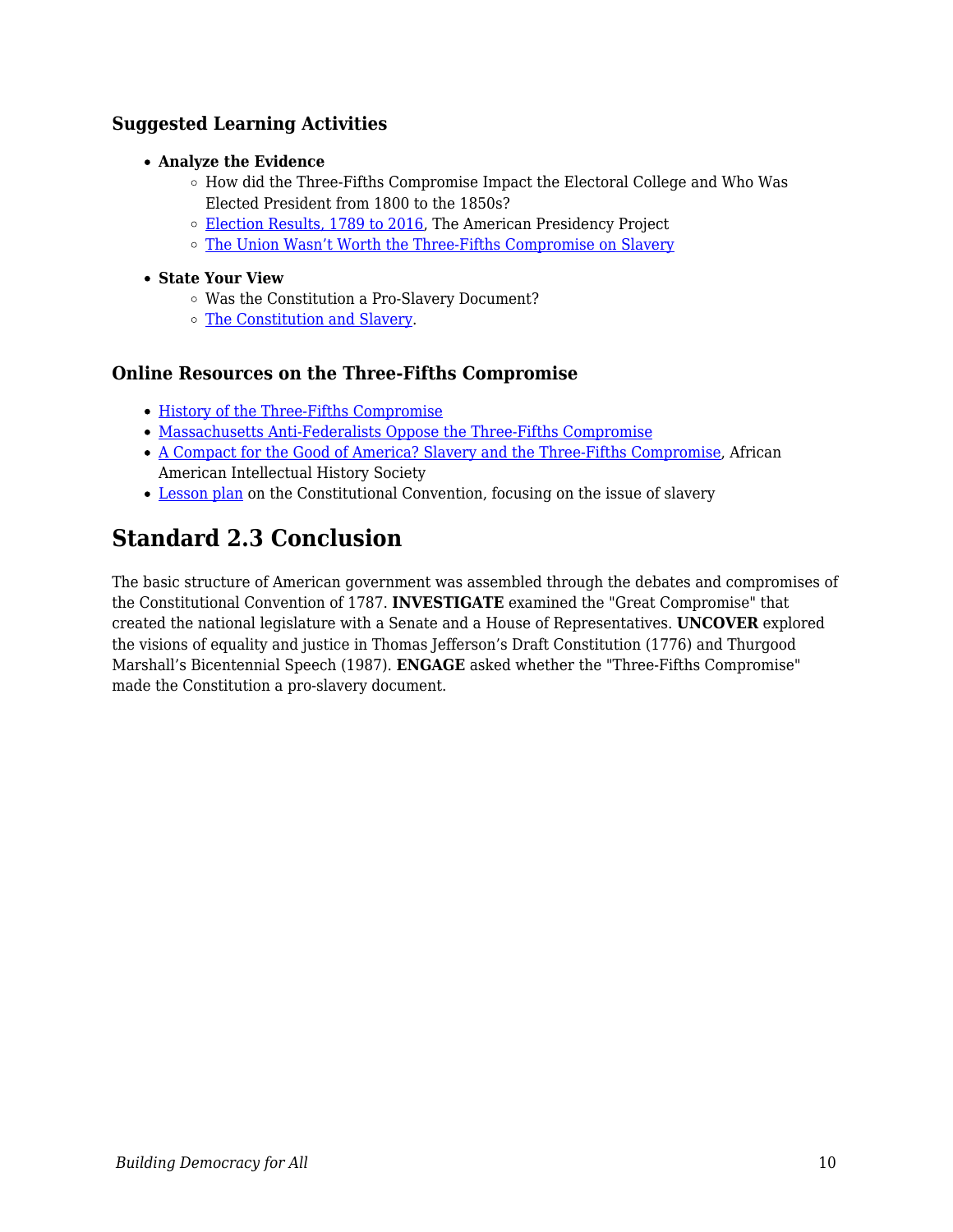### Suggested Learning Activities

- **Analyze the Evidence**
  - How did the Three-Fifths Compromise Impact the Electoral College and Who Was Elected President from 1800 to the 1850s?
  - Election Results, 1789 to 2016, The American Presidency Project
  - The Union Wasn't Worth the Three-Fifths Compromise on Slavery
- **State Your View**
  - Was the Constitution a Pro-Slavery Document?
  - The Constitution and Slavery.

### Online Resources on the Three-Fifths Compromise

- History of the Three-Fifths Compromise
- Massachusetts Anti-Federalists Oppose the Three-Fifths Compromise
- A Compact for the Good of America? Slavery and the Three-Fifths Compromise, African American Intellectual History Society
- Lesson plan on the Constitutional Convention, focusing on the issue of slavery

## Standard 2.3 Conclusion

The basic structure of American government was assembled through the debates and compromises of the Constitutional Convention of 1787. **INVESTIGATE** examined the "Great Compromise" that created the national legislature with a Senate and a House of Representatives. **UNCOVER** explored the visions of equality and justice in Thomas Jefferson's Draft Constitution (1776) and Thurgood Marshall's Bicentennial Speech (1987). **ENGAGE** asked whether the "Three-Fifths Compromise" made the Constitution a pro-slavery document.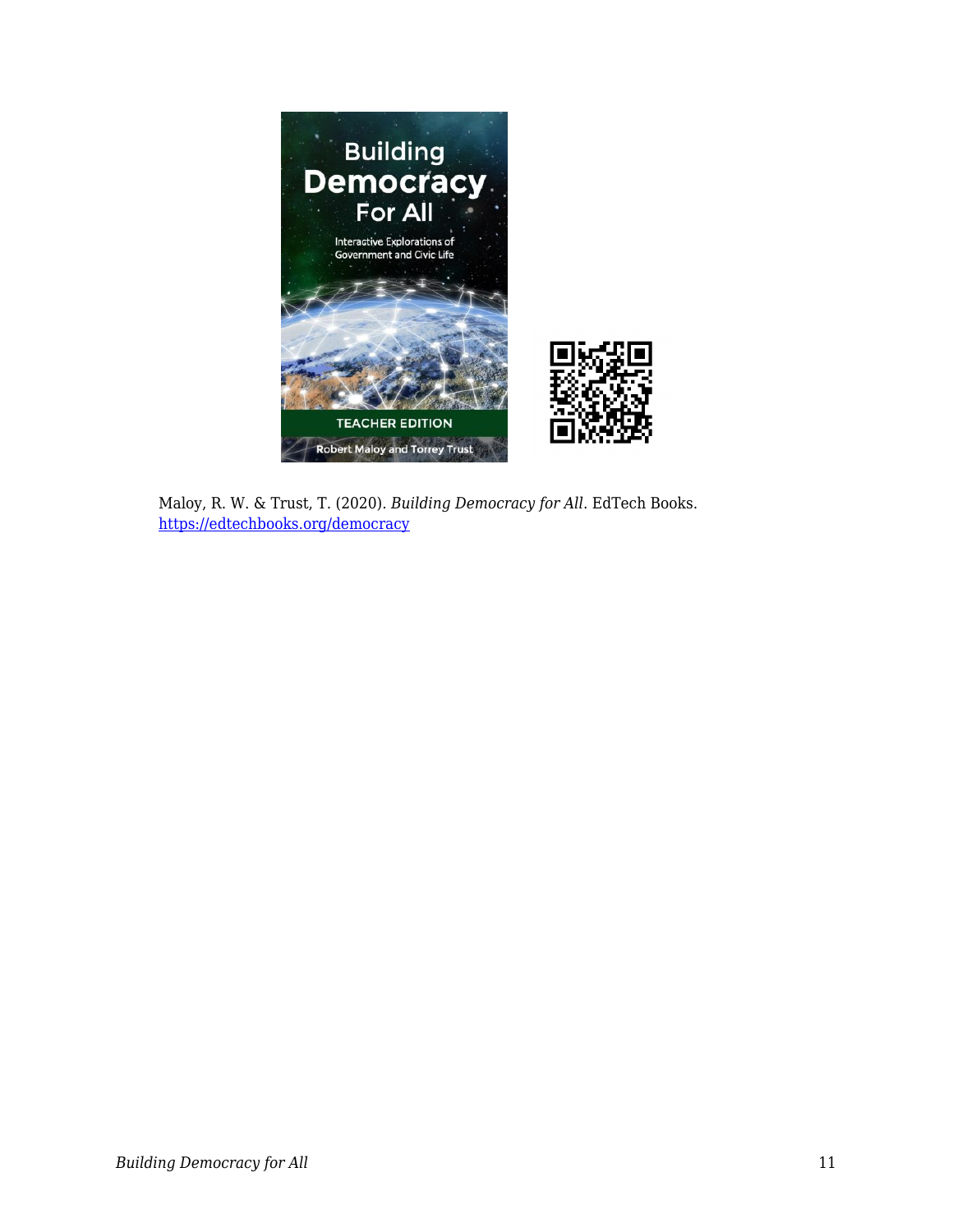Maloy, R. W. & Trust, T. (2020). *Building Democracy for All*. EdTech Books. https://edtechbooks.org/democracy